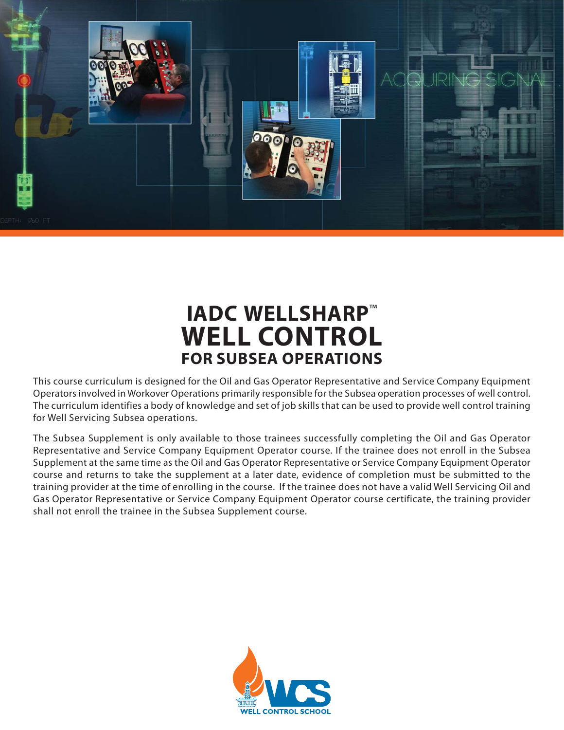# IADC WELLSHARP™ WELL CONTROL FOR SUBSEA OPERATIONS

This course curriculum is designed for the Oil and Gas Operator Representative and Service Company Equipment Operators involved in Workover Operations primarily responsible for the Subsea operation processes of well control. The curriculum identifies a body of knowledge and set of job skills that can be used to provide well control training for Well Servicing Subsea operations.

The Subsea Supplement is only available to those trainees successfully completing the Oil and Gas Operator Representative and Service Company Equipment Operator course. If the trainee does not enroll in the Subsea Supplement at the same time as the Oil and Gas Operator Representative or Service Company Equipment Operator course and returns to take the supplement at a later date, evidence of completion must be submitted to the training provider at the time of enrolling in the course. If the trainee does not have a valid Well Servicing Oil and Gas Operator Representative or Service Company Equipment Operator course certificate, the training provider shall not enroll the trainee in the Subsea Supplement course.

WCS WELL CONTROL SCHOOL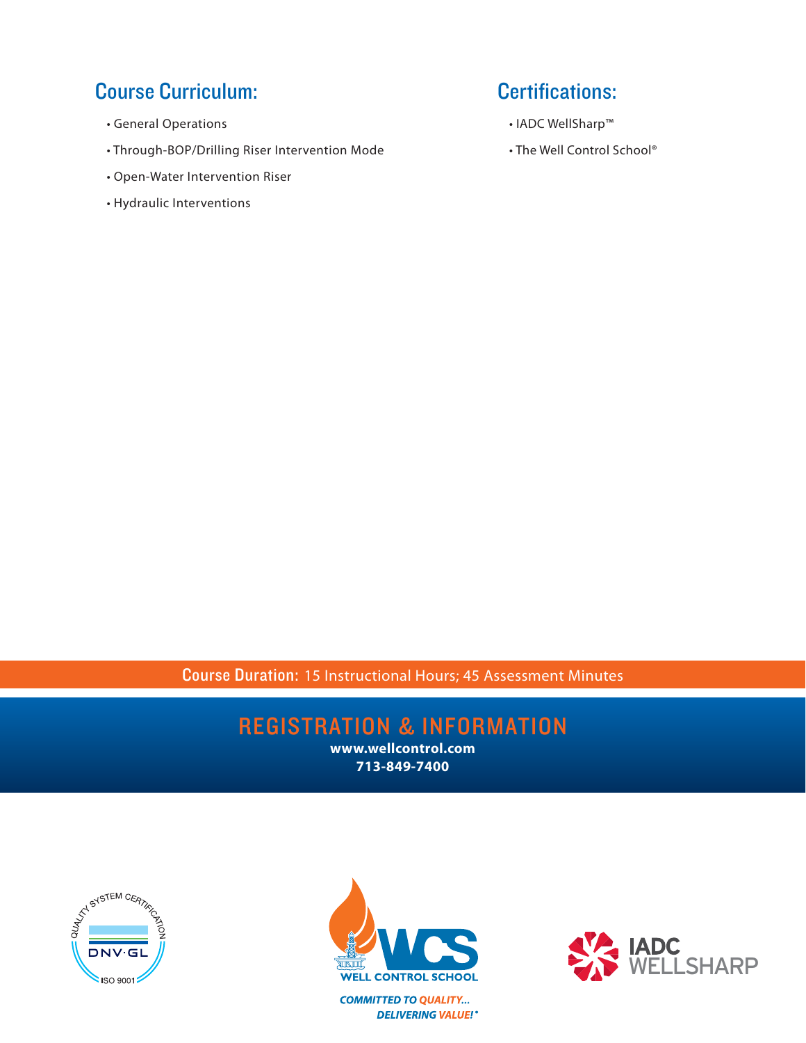## Course Curriculum:

- General Operations
- Through-BOP/Drilling Riser Intervention Mode
- Open-Water Intervention Riser
- Hydraulic Interventions

## Certifications:

- IADC WellSharp™
- The Well Control School®

**Course Duration:** 15 Instructional Hours; 45 Assessment Minutes

## REGISTRATION & INFORMATION

**www.wellcontrol.com**
**713-849-7400**

QUALITY SYSTEM CERTIFICATION
DNV·GL
ISO 9001

WELL CONTROL SCHOOL

*COMMITTED TO QUALITY... DELIVERING VALUE!*

IADC WELLSHARP